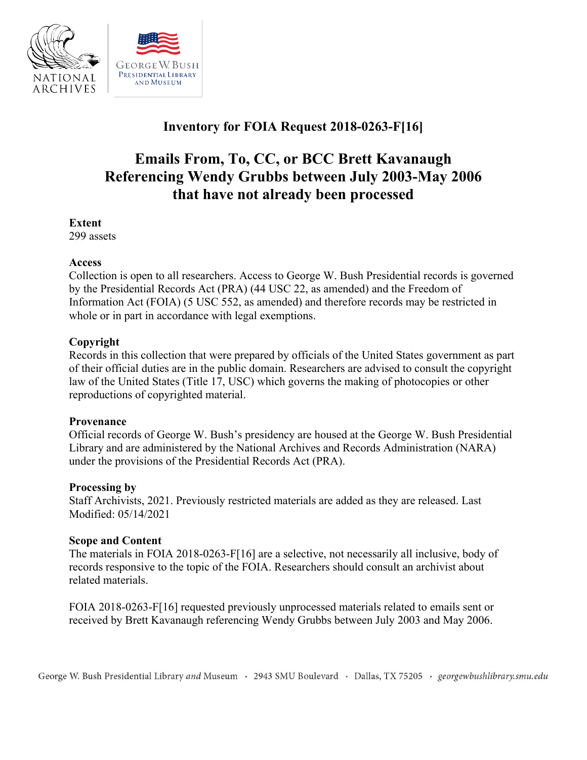# Inventory for FOIA Request 2018-0263-F[16]

## Emails From, To, CC, or BCC Brett Kavanaugh Referencing Wendy Grubbs between July 2003-May 2006 that have not already been processed

**Extent**
299 assets

**Access**
Collection is open to all researchers. Access to George W. Bush Presidential records is governed by the Presidential Records Act (PRA) (44 USC 22, as amended) and the Freedom of Information Act (FOIA) (5 USC 552, as amended) and therefore records may be restricted in whole or in part in accordance with legal exemptions.

**Copyright**
Records in this collection that were prepared by officials of the United States government as part of their official duties are in the public domain. Researchers are advised to consult the copyright law of the United States (Title 17, USC) which governs the making of photocopies or other reproductions of copyrighted material.

**Provenance**
Official records of George W. Bush's presidency are housed at the George W. Bush Presidential Library and are administered by the National Archives and Records Administration (NARA) under the provisions of the Presidential Records Act (PRA).

**Processing by**
Staff Archivists, 2021. Previously restricted materials are added as they are released. Last Modified: 05/14/2021

**Scope and Content**
The materials in FOIA 2018-0263-F[16] are a selective, not necessarily all inclusive, body of records responsive to the topic of the FOIA. Researchers should consult an archivist about related materials.

FOIA 2018-0263-F[16] requested previously unprocessed materials related to emails sent or received by Brett Kavanaugh referencing Wendy Grubbs between July 2003 and May 2006.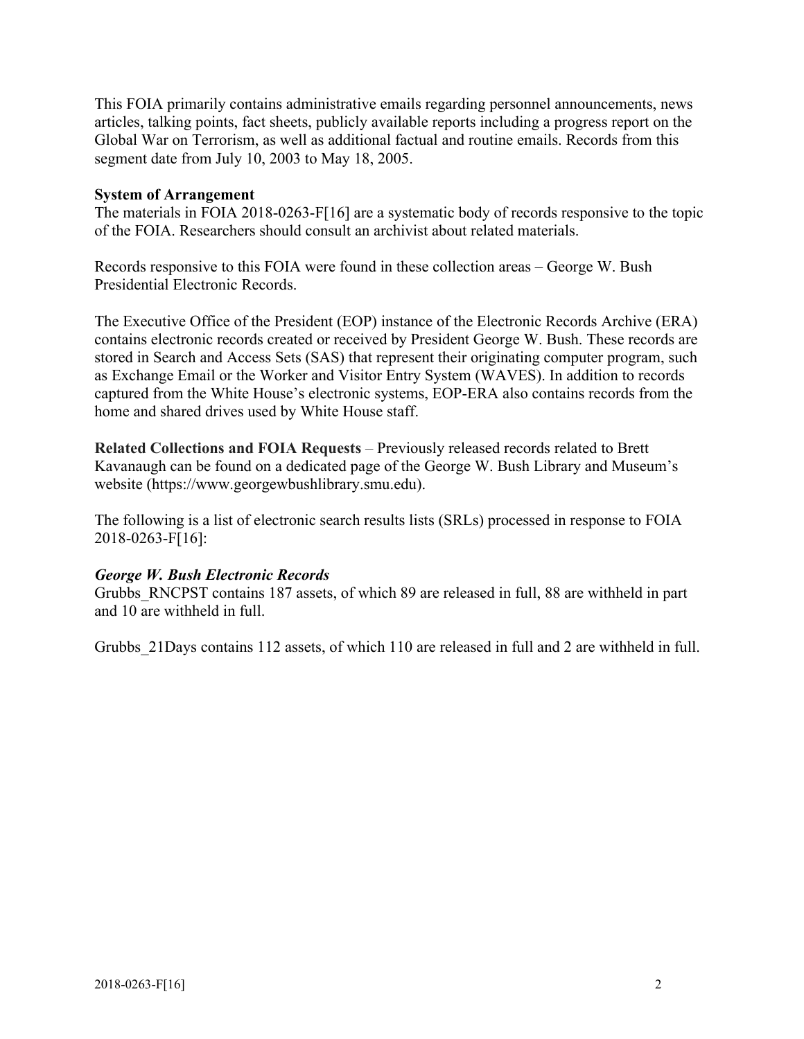This FOIA primarily contains administrative emails regarding personnel announcements, news articles, talking points, fact sheets, publicly available reports including a progress report on the Global War on Terrorism, as well as additional factual and routine emails. Records from this segment date from July 10, 2003 to May 18, 2005.

**System of Arrangement**
The materials in FOIA 2018-0263-F[16] are a systematic body of records responsive to the topic of the FOIA. Researchers should consult an archivist about related materials.

Records responsive to this FOIA were found in these collection areas – George W. Bush Presidential Electronic Records.

The Executive Office of the President (EOP) instance of the Electronic Records Archive (ERA) contains electronic records created or received by President George W. Bush. These records are stored in Search and Access Sets (SAS) that represent their originating computer program, such as Exchange Email or the Worker and Visitor Entry System (WAVES). In addition to records captured from the White House's electronic systems, EOP-ERA also contains records from the home and shared drives used by White House staff.

**Related Collections and FOIA Requests** – Previously released records related to Brett Kavanaugh can be found on a dedicated page of the George W. Bush Library and Museum's website (https://www.georgewbushlibrary.smu.edu).

The following is a list of electronic search results lists (SRLs) processed in response to FOIA 2018-0263-F[16]:

***George W. Bush Electronic Records***
Grubbs_RNCPST contains 187 assets, of which 89 are released in full, 88 are withheld in part and 10 are withheld in full.

Grubbs_21Days contains 112 assets, of which 110 are released in full and 2 are withheld in full.